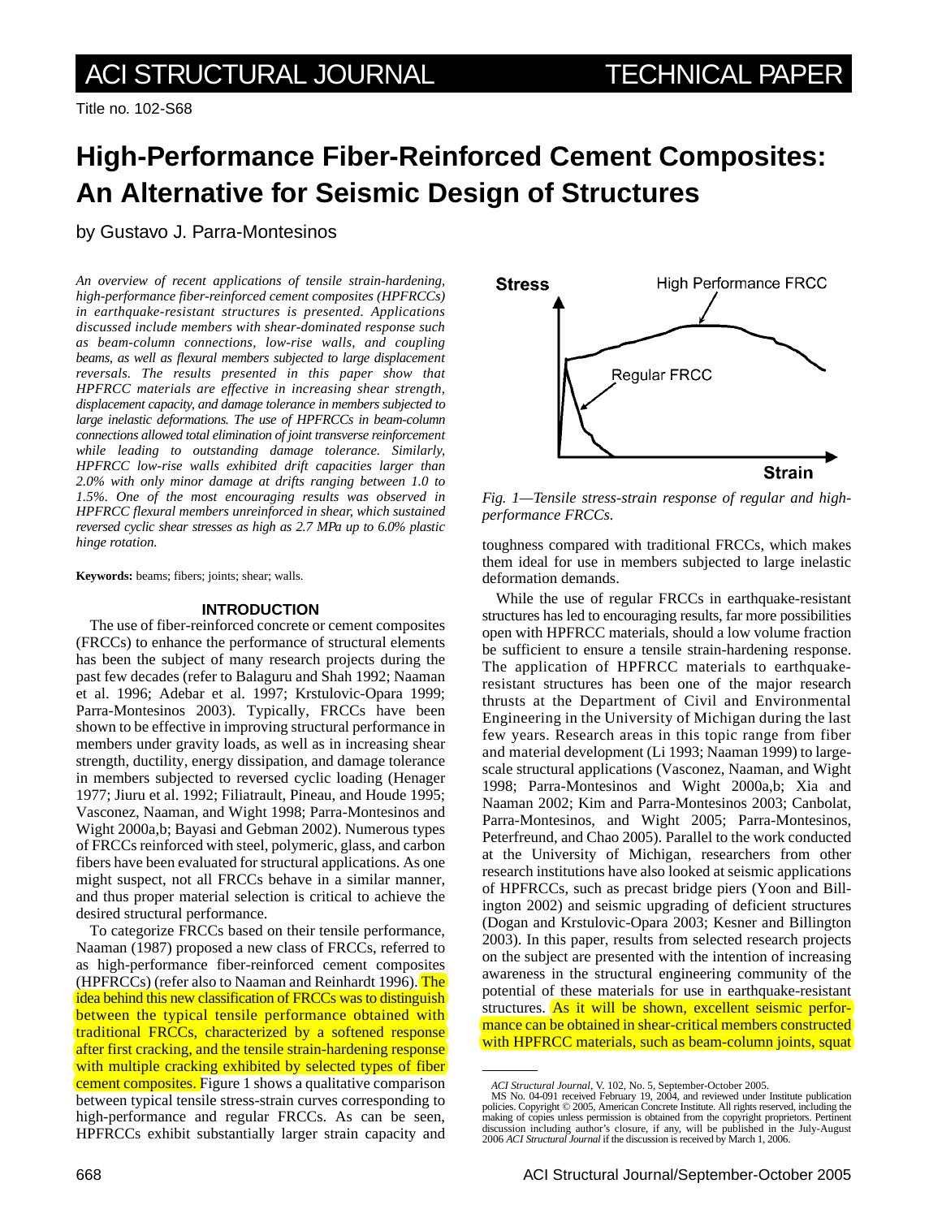Title no. 102-S68

# High-Performance Fiber-Reinforced Cement Composites: An Alternative for Seismic Design of Structures

by Gustavo J. Parra-Montesinos

*An overview of recent applications of tensile strain-hardening, high-performance fiber-reinforced cement composites (HPFRCCs) in earthquake-resistant structures is presented. Applications discussed include members with shear-dominated response such as beam-column connections, low-rise walls, and coupling beams, as well as flexural members subjected to large displacement reversals. The results presented in this paper show that HPFRCC materials are effective in increasing shear strength, displacement capacity, and damage tolerance in members subjected to large inelastic deformations. The use of HPFRCCs in beam-column connections allowed total elimination of joint transverse reinforcement while leading to outstanding damage tolerance. Similarly, HPFRCC low-rise walls exhibited drift capacities larger than 2.0% with only minor damage at drifts ranging between 1.0 to 1.5%. One of the most encouraging results was observed in HPFRCC flexural members unreinforced in shear, which sustained reversed cyclic shear stresses as high as 2.7 MPa up to 6.0% plastic hinge rotation.*

**Keywords:** beams; fibers; joints; shear; walls.

## INTRODUCTION

The use of fiber-reinforced concrete or cement composites (FRCCs) to enhance the performance of structural elements has been the subject of many research projects during the past few decades (refer to Balaguru and Shah 1992; Naaman et al. 1996; Adebar et al. 1997; Krstulovic-Opara 1999; Parra-Montesinos 2003). Typically, FRCCs have been shown to be effective in improving structural performance in members under gravity loads, as well as in increasing shear strength, ductility, energy dissipation, and damage tolerance in members subjected to reversed cyclic loading (Henager 1977; Jiuru et al. 1992; Filiatrault, Pineau, and Houde 1995; Vasconez, Naaman, and Wight 1998; Parra-Montesinos and Wight 2000a,b; Bayasi and Gebman 2002). Numerous types of FRCCs reinforced with steel, polymeric, glass, and carbon fibers have been evaluated for structural applications. As one might suspect, not all FRCCs behave in a similar manner, and thus proper material selection is critical to achieve the desired structural performance.

To categorize FRCCs based on their tensile performance, Naaman (1987) proposed a new class of FRCCs, referred to as high-performance fiber-reinforced cement composites (HPFRCCs) (refer also to Naaman and Reinhardt 1996). The idea behind this new classification of FRCCs was to distinguish between the typical tensile performance obtained with traditional FRCCs, characterized by a softened response after first cracking, and the tensile strain-hardening response with multiple cracking exhibited by selected types of fiber cement composites. Figure 1 shows a qualitative comparison between typical tensile stress-strain curves corresponding to high-performance and regular FRCCs. As can be seen, HPFRCCs exhibit substantially larger strain capacity and toughness compared with traditional FRCCs, which makes them ideal for use in members subjected to large inelastic deformation demands.

*Fig. 1—Tensile stress-strain response of regular and high-performance FRCCs.*

While the use of regular FRCCs in earthquake-resistant structures has led to encouraging results, far more possibilities open with HPFRCC materials, should a low volume fraction be sufficient to ensure a tensile strain-hardening response. The application of HPFRCC materials to earthquake-resistant structures has been one of the major research thrusts at the Department of Civil and Environmental Engineering in the University of Michigan during the last few years. Research areas in this topic range from fiber and material development (Li 1993; Naaman 1999) to large-scale structural applications (Vasconez, Naaman, and Wight 1998; Parra-Montesinos and Wight 2000a,b; Xia and Naaman 2002; Kim and Parra-Montesinos 2003; Canbolat, Parra-Montesinos, and Wight 2005; Parra-Montesinos, Peterfreund, and Chao 2005). Parallel to the work conducted at the University of Michigan, researchers from other research institutions have also looked at seismic applications of HPFRCCs, such as precast bridge piers (Yoon and Billington 2002) and seismic upgrading of deficient structures (Dogan and Krstulovic-Opara 2003; Kesner and Billington 2003). In this paper, results from selected research projects on the subject are presented with the intention of increasing awareness in the structural engineering community of the potential of these materials for use in earthquake-resistant structures. As it will be shown, excellent seismic performance can be obtained in shear-critical members constructed with HPFRCC materials, such as beam-column joints, squat

---

*ACI Structural Journal*, V. 102, No. 5, September-October 2005.
MS No. 04-091 received February 19, 2004, and reviewed under Institute publication policies. Copyright © 2005, American Concrete Institute. All rights reserved, including the making of copies unless permission is obtained from the copyright proprietors. Pertinent discussion including author's closure, if any, will be published in the July-August 2006 *ACI Structural Journal* if the discussion is received by March 1, 2006.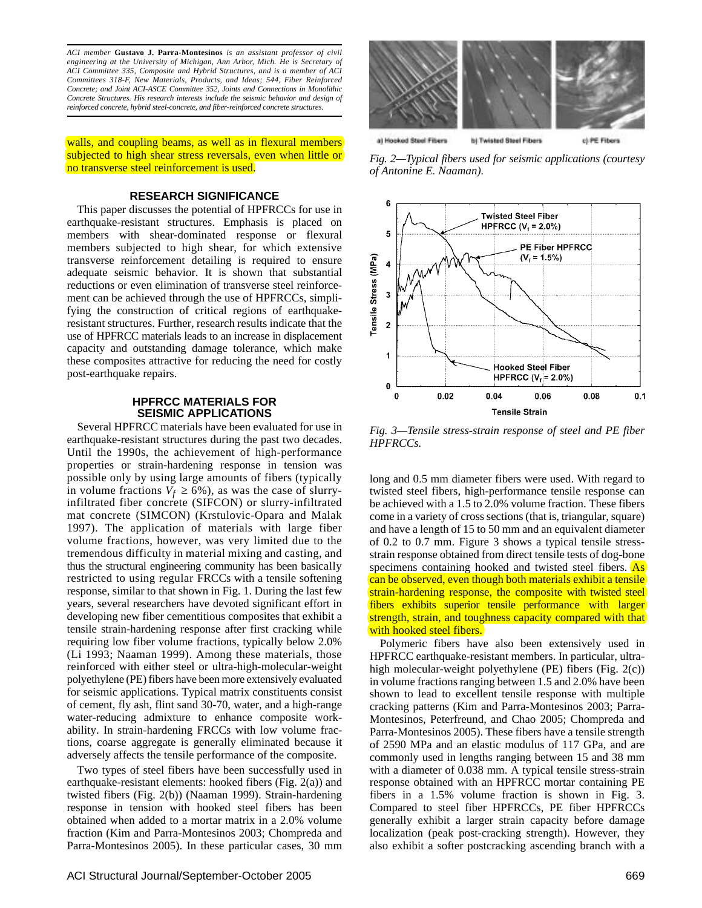*ACI member* **Gustavo J. Parra-Montesinos** *is an assistant professor of civil engineering at the University of Michigan, Ann Arbor, Mich. He is Secretary of ACI Committee 335, Composite and Hybrid Structures, and is a member of ACI Committees 318-F, New Materials, Products, and Ideas; 544, Fiber Reinforced Concrete; and Joint ACI-ASCE Committee 352, Joints and Connections in Monolithic Concrete Structures. His research interests include the seismic behavior and design of reinforced concrete, hybrid steel-concrete, and fiber-reinforced concrete structures.*

walls, and coupling beams, as well as in flexural members subjected to high shear stress reversals, even when little or no transverse steel reinforcement is used.

## RESEARCH SIGNIFICANCE

This paper discusses the potential of HPFRCCs for use in earthquake-resistant structures. Emphasis is placed on members with shear-dominated response or flexural members subjected to high shear, for which extensive transverse reinforcement detailing is required to ensure adequate seismic behavior. It is shown that substantial reductions or even elimination of transverse steel reinforcement can be achieved through the use of HPFRCCs, simplifying the construction of critical regions of earthquake-resistant structures. Further, research results indicate that the use of HPFRCC materials leads to an increase in displacement capacity and outstanding damage tolerance, which make these composites attractive for reducing the need for costly post-earthquake repairs.

## HPFRCC MATERIALS FOR SEISMIC APPLICATIONS

Several HPFRCC materials have been evaluated for use in earthquake-resistant structures during the past two decades. Until the 1990s, the achievement of high-performance properties or strain-hardening response in tension was possible only by using large amounts of fibers (typically in volume fractions $V_f \geq 6\%$), as was the case of slurry-infiltrated fiber concrete (SIFCON) or slurry-infiltrated mat concrete (SIMCON) (Krstulovic-Opara and Malak 1997). The application of materials with large fiber volume fractions, however, was very limited due to the tremendous difficulty in material mixing and casting, and thus the structural engineering community has been basically restricted to using regular FRCCs with a tensile softening response, similar to that shown in Fig. 1. During the last few years, several researchers have devoted significant effort in developing new fiber cementitious composites that exhibit a tensile strain-hardening response after first cracking while requiring low fiber volume fractions, typically below 2.0% (Li 1993; Naaman 1999). Among these materials, those reinforced with either steel or ultra-high-molecular-weight polyethylene (PE) fibers have been more extensively evaluated for seismic applications. Typical matrix constituents consist of cement, fly ash, flint sand 30-70, water, and a high-range water-reducing admixture to enhance composite workability. In strain-hardening FRCCs with low volume fractions, coarse aggregate is generally eliminated because it adversely affects the tensile performance of the composite.

Two types of steel fibers have been successfully used in earthquake-resistant elements: hooked fibers (Fig. 2(a)) and twisted fibers (Fig. 2(b)) (Naaman 1999). Strain-hardening response in tension with hooked steel fibers has been obtained when added to a mortar matrix in a 2.0% volume fraction (Kim and Parra-Montesinos 2003; Chompreda and Parra-Montesinos 2005). In these particular cases, 30 mm long and 0.5 mm diameter fibers were used. With regard to twisted steel fibers, high-performance tensile response can be achieved with a 1.5 to 2.0% volume fraction. These fibers come in a variety of cross sections (that is, triangular, square) and have a length of 15 to 50 mm and an equivalent diameter of 0.2 to 0.7 mm. Figure 3 shows a typical tensile stress-strain response obtained from direct tensile tests of dog-bone specimens containing hooked and twisted steel fibers. As can be observed, even though both materials exhibit a tensile strain-hardening response, the composite with twisted steel fibers exhibits superior tensile performance with larger strength, strain, and toughness capacity compared with that with hooked steel fibers.

a) Hooked Steel Fibers b) Twisted Steel Fibers c) PE Fibers

*Fig. 2—Typical fibers used for seismic applications (courtesy of Antonine E. Naaman).*

*Fig. 3—Tensile stress-strain response of steel and PE fiber HPFRCCs.*

Polymeric fibers have also been extensively used in HPFRCC earthquake-resistant members. In particular, ultra-high molecular-weight polyethylene (PE) fibers (Fig. 2(c)) in volume fractions ranging between 1.5 and 2.0% have been shown to lead to excellent tensile response with multiple cracking patterns (Kim and Parra-Montesinos 2003; Parra-Montesinos, Peterfreund, and Chao 2005; Chompreda and Parra-Montesinos 2005). These fibers have a tensile strength of 2590 MPa and an elastic modulus of 117 GPa, and are commonly used in lengths ranging between 15 and 38 mm with a diameter of 0.038 mm. A typical tensile stress-strain response obtained with an HPFRCC mortar containing PE fibers in a 1.5% volume fraction is shown in Fig. 3. Compared to steel fiber HPFRCCs, PE fiber HPFRCCs generally exhibit a larger strain capacity before damage localization (peak post-cracking strength). However, they also exhibit a softer postcracking ascending branch with a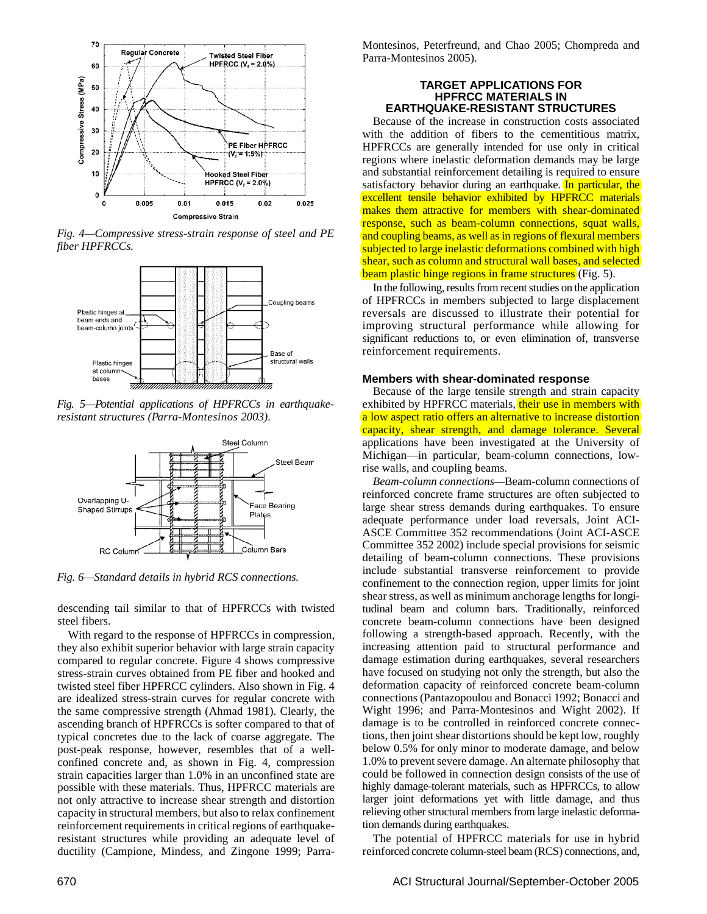Fig. 4—Compressive stress-strain response of steel and PE fiber HPFRCCs.

Fig. 5—Potential applications of HPFRCCs in earthquake-resistant structures (Parra-Montesinos 2003).

Fig. 6—Standard details in hybrid RCS connections.

descending tail similar to that of HPFRCCs with twisted steel fibers.

With regard to the response of HPFRCCs in compression, they also exhibit superior behavior with large strain capacity compared to regular concrete. Figure 4 shows compressive stress-strain curves obtained from PE fiber and hooked and twisted steel fiber HPFRCC cylinders. Also shown in Fig. 4 are idealized stress-strain curves for regular concrete with the same compressive strength (Ahmad 1981). Clearly, the ascending branch of HPFRCCs is softer compared to that of typical concretes due to the lack of coarse aggregate. The post-peak response, however, resembles that of a well-confined concrete and, as shown in Fig. 4, compression strain capacities larger than 1.0% in an unconfined state are possible with these materials. Thus, HPFRCC materials are not only attractive to increase shear strength and distortion capacity in structural members, but also to relax confinement reinforcement requirements in critical regions of earthquake-resistant structures while providing an adequate level of ductility (Campione, Mindess, and Zingone 1999; Parra-Montesinos, Peterfreund, and Chao 2005; Chompreda and Parra-Montesinos 2005).

## TARGET APPLICATIONS FOR HPFRCC MATERIALS IN EARTHQUAKE-RESISTANT STRUCTURES

Because of the increase in construction costs associated with the addition of fibers to the cementitious matrix, HPFRCCs are generally intended for use only in critical regions where inelastic deformation demands may be large and substantial reinforcement detailing is required to ensure satisfactory behavior during an earthquake. In particular, the excellent tensile behavior exhibited by HPFRCC materials makes them attractive for members with shear-dominated response, such as beam-column connections, squat walls, and coupling beams, as well as in regions of flexural members subjected to large inelastic deformations combined with high shear, such as column and structural wall bases, and selected beam plastic hinge regions in frame structures (Fig. 5).

In the following, results from recent studies on the application of HPFRCCs in members subjected to large displacement reversals are discussed to illustrate their potential for improving structural performance while allowing for significant reductions to, or even elimination of, transverse reinforcement requirements.

### Members with shear-dominated response

Because of the large tensile strength and strain capacity exhibited by HPFRCC materials, their use in members with a low aspect ratio offers an alternative to increase distortion capacity, shear strength, and damage tolerance. Several applications have been investigated at the University of Michigan—in particular, beam-column connections, low-rise walls, and coupling beams.

*Beam-column connections*—Beam-column connections of reinforced concrete frame structures are often subjected to large shear stress demands during earthquakes. To ensure adequate performance under load reversals, Joint ACI-ASCE Committee 352 recommendations (Joint ACI-ASCE Committee 352 2002) include special provisions for seismic detailing of beam-column connections. These provisions include substantial transverse reinforcement to provide confinement to the connection region, upper limits for joint shear stress, as well as minimum anchorage lengths for longitudinal beam and column bars. Traditionally, reinforced concrete beam-column connections have been designed following a strength-based approach. Recently, with the increasing attention paid to structural performance and damage estimation during earthquakes, several researchers have focused on studying not only the strength, but also the deformation capacity of reinforced concrete beam-column connections (Pantazopoulou and Bonacci 1992; Bonacci and Wight 1996; and Parra-Montesinos and Wight 2002). If damage is to be controlled in reinforced concrete connections, then joint shear distortions should be kept low, roughly below 0.5% for only minor to moderate damage, and below 1.0% to prevent severe damage. An alternate philosophy that could be followed in connection design consists of the use of highly damage-tolerant materials, such as HPFRCCs, to allow larger joint deformations yet with little damage, and thus relieving other structural members from large inelastic deformation demands during earthquakes.

The potential of HPFRCC materials for use in hybrid reinforced concrete column-steel beam (RCS) connections, and,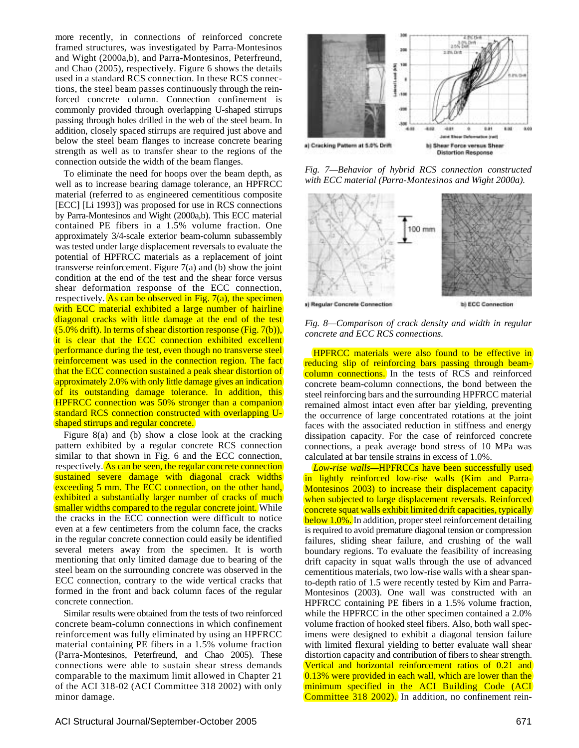more recently, in connections of reinforced concrete framed structures, was investigated by Parra-Montesinos and Wight (2000a,b), and Parra-Montesinos, Peterfreund, and Chao (2005), respectively. Figure 6 shows the details used in a standard RCS connection. In these RCS connections, the steel beam passes continuously through the reinforced concrete column. Connection confinement is commonly provided through overlapping U-shaped stirrups passing through holes drilled in the web of the steel beam. In addition, closely spaced stirrups are required just above and below the steel beam flanges to increase concrete bearing strength as well as to transfer shear to the regions of the connection outside the width of the beam flanges.

To eliminate the need for hoops over the beam depth, as well as to increase bearing damage tolerance, an HPFRCC material (referred to as engineered cementitious composite [ECC] [Li 1993]) was proposed for use in RCS connections by Parra-Montesinos and Wight (2000a,b). This ECC material contained PE fibers in a 1.5% volume fraction. One approximately 3/4-scale exterior beam-column subassembly was tested under large displacement reversals to evaluate the potential of HPFRCC materials as a replacement of joint transverse reinforcement. Figure 7(a) and (b) show the joint condition at the end of the test and the shear force versus shear deformation response of the ECC connection, respectively. As can be observed in Fig. 7(a), the specimen with ECC material exhibited a large number of hairline diagonal cracks with little damage at the end of the test (5.0% drift). In terms of shear distortion response (Fig. 7(b)), it is clear that the ECC connection exhibited excellent performance during the test, even though no transverse steel reinforcement was used in the connection region. The fact that the ECC connection sustained a peak shear distortion of approximately 2.0% with only little damage gives an indication of its outstanding damage tolerance. In addition, this HPFRCC connection was 50% stronger than a companion standard RCS connection constructed with overlapping U-shaped stirrups and regular concrete.

Figure 8(a) and (b) show a close look at the cracking pattern exhibited by a regular concrete RCS connection similar to that shown in Fig. 6 and the ECC connection, respectively. As can be seen, the regular concrete connection sustained severe damage with diagonal crack widths exceeding 5 mm. The ECC connection, on the other hand, exhibited a substantially larger number of cracks of much smaller widths compared to the regular concrete joint. While the cracks in the ECC connection were difficult to notice even at a few centimeters from the column face, the cracks in the regular concrete connection could easily be identified several meters away from the specimen. It is worth mentioning that only limited damage due to bearing of the steel beam on the surrounding concrete was observed in the ECC connection, contrary to the wide vertical cracks that formed in the front and back column faces of the regular concrete connection.

Similar results were obtained from the tests of two reinforced concrete beam-column connections in which confinement reinforcement was fully eliminated by using an HPFRCC material containing PE fibers in a 1.5% volume fraction (Parra-Montesinos, Peterfreund, and Chao 2005). These connections were able to sustain shear stress demands comparable to the maximum limit allowed in Chapter 21 of the ACI 318-02 (ACI Committee 318 2002) with only minor damage.

a) Cracking Pattern at 5.0% Drift — b) Shear Force versus Shear Distortion Response

*Fig. 7—Behavior of hybrid RCS connection constructed with ECC material (Parra-Montesinos and Wight 2000a).*

a) Regular Concrete Connection — b) ECC Connection

*Fig. 8—Comparison of crack density and width in regular concrete and ECC RCS connections.*

HPFRCC materials were also found to be effective in reducing slip of reinforcing bars passing through beam-column connections. In the tests of RCS and reinforced concrete beam-column connections, the bond between the steel reinforcing bars and the surrounding HPFRCC material remained almost intact even after bar yielding, preventing the occurrence of large concentrated rotations at the joint faces with the associated reduction in stiffness and energy dissipation capacity. For the case of reinforced concrete connections, a peak average bond stress of 10 MPa was calculated at bar tensile strains in excess of 1.0%.

*Low-rise walls*—HPFRCCs have been successfully used in lightly reinforced low-rise walls (Kim and Parra-Montesinos 2003) to increase their displacement capacity when subjected to large displacement reversals. Reinforced concrete squat walls exhibit limited drift capacities, typically below 1.0%. In addition, proper steel reinforcement detailing is required to avoid premature diagonal tension or compression failures, sliding shear failure, and crushing of the wall boundary regions. To evaluate the feasibility of increasing drift capacity in squat walls through the use of advanced cementitious materials, two low-rise walls with a shear span-to-depth ratio of 1.5 were recently tested by Kim and Parra-Montesinos (2003). One wall was constructed with an HPFRCC containing PE fibers in a 1.5% volume fraction, while the HPFRCC in the other specimen contained a 2.0% volume fraction of hooked steel fibers. Also, both wall specimens were designed to exhibit a diagonal tension failure with limited flexural yielding to better evaluate wall shear distortion capacity and contribution of fibers to shear strength. Vertical and horizontal reinforcement ratios of 0.21 and 0.13% were provided in each wall, which are lower than the minimum specified in the ACI Building Code (ACI Committee 318 2002). In addition, no confinement rein-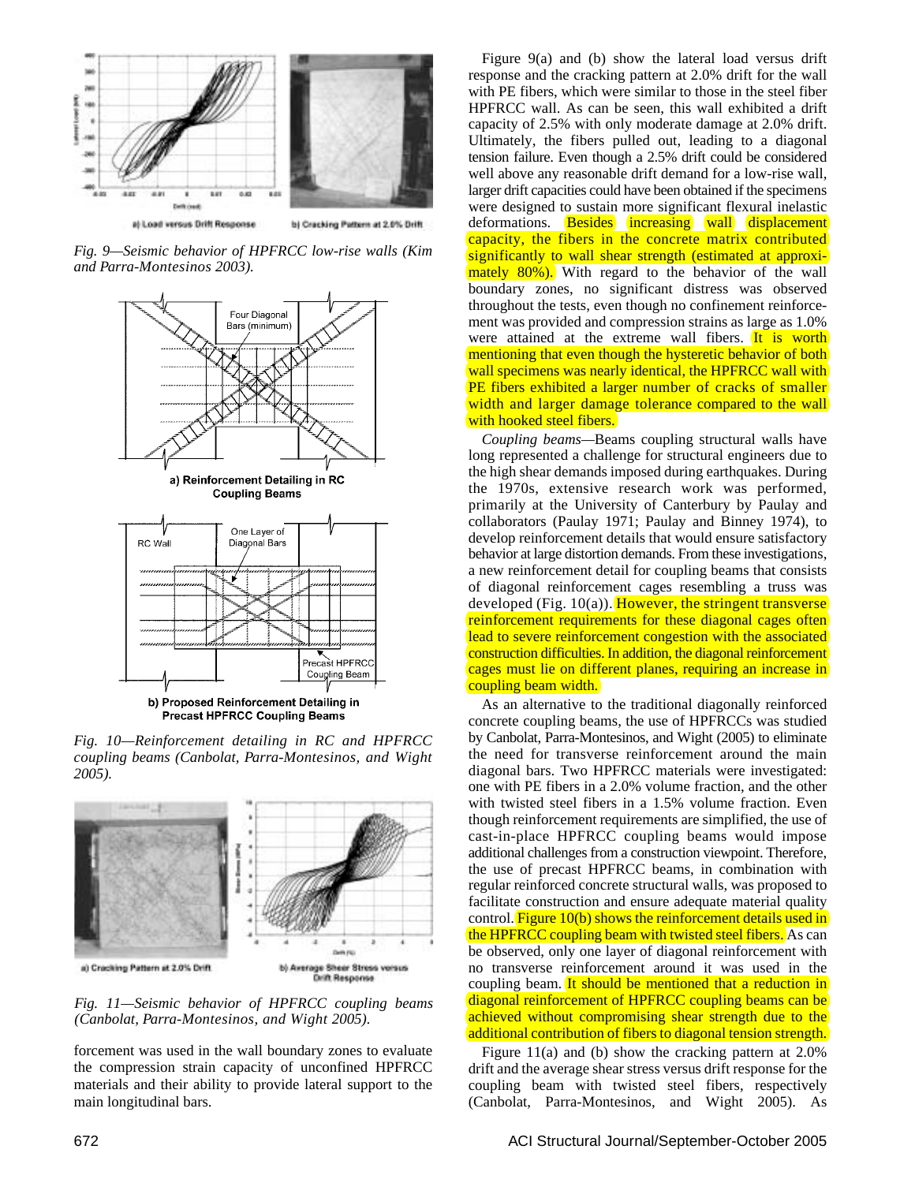a) Load versus Drift Response

b) Cracking Pattern at 2.0% Drift

*Fig. 9—Seismic behavior of HPFRCC low-rise walls (Kim and Parra-Montesinos 2003).*

a) Reinforcement Detailing in RC Coupling Beams

b) Proposed Reinforcement Detailing in Precast HPFRCC Coupling Beams

*Fig. 10—Reinforcement detailing in RC and HPFRCC coupling beams (Canbolat, Parra-Montesinos, and Wight 2005).*

a) Cracking Pattern at 2.0% Drift

b) Average Shear Stress versus Drift Response

*Fig. 11—Seismic behavior of HPFRCC coupling beams (Canbolat, Parra-Montesinos, and Wight 2005).*

forcement was used in the wall boundary zones to evaluate the compression strain capacity of unconfined HPFRCC materials and their ability to provide lateral support to the main longitudinal bars.

Figure 9(a) and (b) show the lateral load versus drift response and the cracking pattern at 2.0% drift for the wall with PE fibers, which were similar to those in the steel fiber HPFRCC wall. As can be seen, this wall exhibited a drift capacity of 2.5% with only moderate damage at 2.0% drift. Ultimately, the fibers pulled out, leading to a diagonal tension failure. Even though a 2.5% drift could be considered well above any reasonable drift demand for a low-rise wall, larger drift capacities could have been obtained if the specimens were designed to sustain more significant flexural inelastic deformations. Besides increasing wall displacement capacity, the fibers in the concrete matrix contributed significantly to wall shear strength (estimated at approximately 80%). With regard to the behavior of the wall boundary zones, no significant distress was observed throughout the tests, even though no confinement reinforcement was provided and compression strains as large as 1.0% were attained at the extreme wall fibers. It is worth mentioning that even though the hysteretic behavior of both wall specimens was nearly identical, the HPFRCC wall with PE fibers exhibited a larger number of cracks of smaller width and larger damage tolerance compared to the wall with hooked steel fibers.

*Coupling beams*—Beams coupling structural walls have long represented a challenge for structural engineers due to the high shear demands imposed during earthquakes. During the 1970s, extensive research work was performed, primarily at the University of Canterbury by Paulay and collaborators (Paulay 1971; Paulay and Binney 1974), to develop reinforcement details that would ensure satisfactory behavior at large distortion demands. From these investigations, a new reinforcement detail for coupling beams that consists of diagonal reinforcement cages resembling a truss was developed (Fig. 10(a)). However, the stringent transverse reinforcement requirements for these diagonal cages often lead to severe reinforcement congestion with the associated construction difficulties. In addition, the diagonal reinforcement cages must lie on different planes, requiring an increase in coupling beam width.

As an alternative to the traditional diagonally reinforced concrete coupling beams, the use of HPFRCCs was studied by Canbolat, Parra-Montesinos, and Wight (2005) to eliminate the need for transverse reinforcement around the main diagonal bars. Two HPFRCC materials were investigated: one with PE fibers in a 2.0% volume fraction, and the other with twisted steel fibers in a 1.5% volume fraction. Even though reinforcement requirements are simplified, the use of cast-in-place HPFRCC coupling beams would impose additional challenges from a construction viewpoint. Therefore, the use of precast HPFRCC beams, in combination with regular reinforced concrete structural walls, was proposed to facilitate construction and ensure adequate material quality control. Figure 10(b) shows the reinforcement details used in the HPFRCC coupling beam with twisted steel fibers. As can be observed, only one layer of diagonal reinforcement with no transverse reinforcement around it was used in the coupling beam. It should be mentioned that a reduction in diagonal reinforcement of HPFRCC coupling beams can be achieved without compromising shear strength due to the additional contribution of fibers to diagonal tension strength.

Figure 11(a) and (b) show the cracking pattern at 2.0% drift and the average shear stress versus drift response for the coupling beam with twisted steel fibers, respectively (Canbolat, Parra-Montesinos, and Wight 2005). As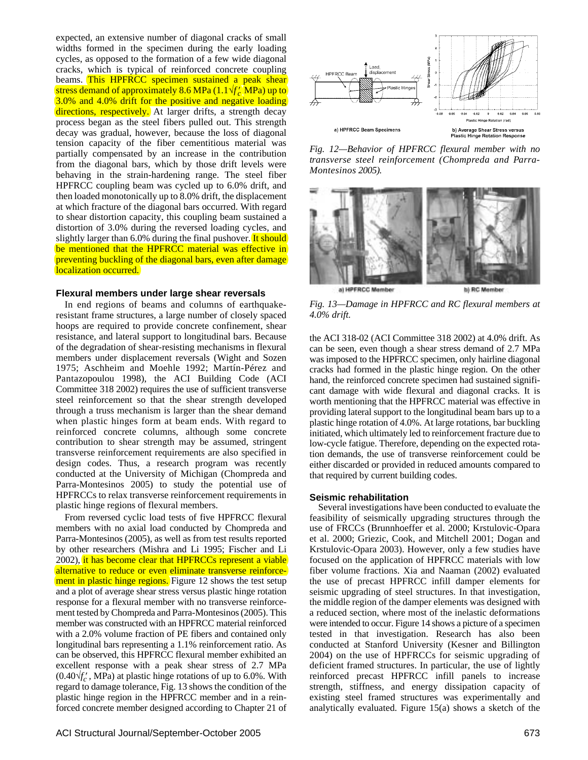expected, an extensive number of diagonal cracks of small widths formed in the specimen during the early loading cycles, as opposed to the formation of a few wide diagonal cracks, which is typical of reinforced concrete coupling beams. This HPFRCC specimen sustained a peak shear stress demand of approximately 8.6 MPa ($1.1\sqrt{f_c'}$ MPa) up to 3.0% and 4.0% drift for the positive and negative loading directions, respectively. At larger drifts, a strength decay process began as the steel fibers pulled out. This strength decay was gradual, however, because the loss of diagonal tension capacity of the fiber cementitious material was partially compensated by an increase in the contribution from the diagonal bars, which by those drift levels were behaving in the strain-hardening range. The steel fiber HPFRCC coupling beam was cycled up to 6.0% drift, and then loaded monotonically up to 8.0% drift, the displacement at which fracture of the diagonal bars occurred. With regard to shear distortion capacity, this coupling beam sustained a distortion of 3.0% during the reversed loading cycles, and slightly larger than 6.0% during the final pushover. It should be mentioned that the HPFRCC material was effective in preventing buckling of the diagonal bars, even after damage localization occurred.

## Flexural members under large shear reversals

In end regions of beams and columns of earthquake-resistant frame structures, a large number of closely spaced hoops are required to provide concrete confinement, shear resistance, and lateral support to longitudinal bars. Because of the degradation of shear-resisting mechanisms in flexural members under displacement reversals (Wight and Sozen 1975; Aschheim and Moehle 1992; Martín-Pérez and Pantazopoulou 1998), the ACI Building Code (ACI Committee 318 2002) requires the use of sufficient transverse steel reinforcement so that the shear strength developed through a truss mechanism is larger than the shear demand when plastic hinges form at beam ends. With regard to reinforced concrete columns, although some concrete contribution to shear strength may be assumed, stringent transverse reinforcement requirements are also specified in design codes. Thus, a research program was recently conducted at the University of Michigan (Chompreda and Parra-Montesinos 2005) to study the potential use of HPFRCCs to relax transverse reinforcement requirements in plastic hinge regions of flexural members.

From reversed cyclic load tests of five HPFRCC flexural members with no axial load conducted by Chompreda and Parra-Montesinos (2005), as well as from test results reported by other researchers (Mishra and Li 1995; Fischer and Li 2002), it has become clear that HPFRCCs represent a viable alternative to reduce or even eliminate transverse reinforcement in plastic hinge regions. Figure 12 shows the test setup and a plot of average shear stress versus plastic hinge rotation response for a flexural member with no transverse reinforcement tested by Chompreda and Parra-Montesinos (2005). This member was constructed with an HPFRCC material reinforced with a 2.0% volume fraction of PE fibers and contained only longitudinal bars representing a 1.1% reinforcement ratio. As can be observed, this HPFRCC flexural member exhibited an excellent response with a peak shear stress of 2.7 MPa ($0.40\sqrt{f_c'}$, MPa) at plastic hinge rotations of up to 6.0%. With regard to damage tolerance, Fig. 13 shows the condition of the plastic hinge region in the HPFRCC member and in a reinforced concrete member designed according to Chapter 21 of the ACI 318-02 (ACI Committee 318 2002) at 4.0% drift. As can be seen, even though a shear stress demand of 2.7 MPa was imposed to the HPFRCC specimen, only hairline diagonal cracks had formed in the plastic hinge region. On the other hand, the reinforced concrete specimen had sustained significant damage with wide flexural and diagonal cracks. It is worth mentioning that the HPFRCC material was effective in providing lateral support to the longitudinal beam bars up to a plastic hinge rotation of 4.0%. At large rotations, bar buckling initiated, which ultimately led to reinforcement fracture due to low-cycle fatigue. Therefore, depending on the expected rotation demands, the use of transverse reinforcement could be either discarded or provided in reduced amounts compared to that required by current building codes.

a) HPFRCC Beam Specimens

b) Average Shear Stress versus Plastic Hinge Rotation Response

*Fig. 12—Behavior of HPFRCC flexural member with no transverse steel reinforcement (Chompreda and Parra-Montesinos 2005).*

a) HPFRCC Member

b) RC Member

*Fig. 13—Damage in HPFRCC and RC flexural members at 4.0% drift.*

## Seismic rehabilitation

Several investigations have been conducted to evaluate the feasibility of seismically upgrading structures through the use of FRCCs (Brunnhoeffer et al. 2000; Krstulovic-Opara et al. 2000; Griezic, Cook, and Mitchell 2001; Dogan and Krstulovic-Opara 2003). However, only a few studies have focused on the application of HPFRCC materials with low fiber volume fractions. Xia and Naaman (2002) evaluated the use of precast HPFRCC infill damper elements for seismic upgrading of steel structures. In that investigation, the middle region of the damper elements was designed with a reduced section, where most of the inelastic deformations were intended to occur. Figure 14 shows a picture of a specimen tested in that investigation. Research has also been conducted at Stanford University (Kesner and Billington 2004) on the use of HPFRCCs for seismic upgrading of deficient framed structures. In particular, the use of lightly reinforced precast HPFRCC infill panels to increase strength, stiffness, and energy dissipation capacity of existing steel framed structures was experimentally and analytically evaluated. Figure 15(a) shows a sketch of the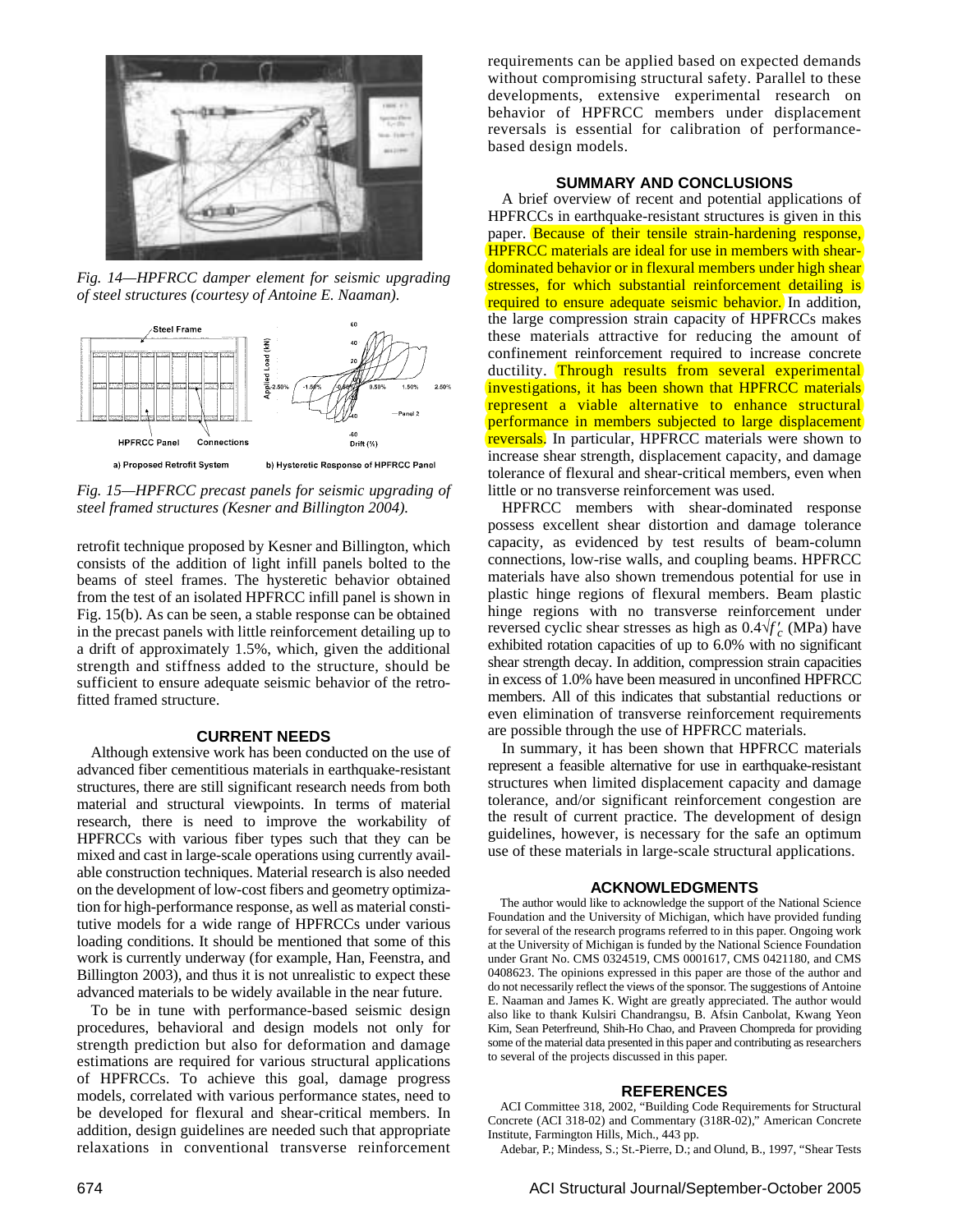*Fig. 14—HPFRCC damper element for seismic upgrading of steel structures (courtesy of Antoine E. Naaman).*

*Fig. 15—HPFRCC precast panels for seismic upgrading of steel framed structures (Kesner and Billington 2004).*

retrofit technique proposed by Kesner and Billington, which consists of the addition of light infill panels bolted to the beams of steel frames. The hysteretic behavior obtained from the test of an isolated HPFRCC infill panel is shown in Fig. 15(b). As can be seen, a stable response can be obtained in the precast panels with little reinforcement detailing up to a drift of approximately 1.5%, which, given the additional strength and stiffness added to the structure, should be sufficient to ensure adequate seismic behavior of the retrofitted framed structure.

## CURRENT NEEDS

Although extensive work has been conducted on the use of advanced fiber cementitious materials in earthquake-resistant structures, there are still significant research needs from both material and structural viewpoints. In terms of material research, there is need to improve the workability of HPFRCCs with various fiber types such that they can be mixed and cast in large-scale operations using currently available construction techniques. Material research is also needed on the development of low-cost fibers and geometry optimization for high-performance response, as well as material constitutive models for a wide range of HPFRCCs under various loading conditions. It should be mentioned that some of this work is currently underway (for example, Han, Feenstra, and Billington 2003), and thus it is not unrealistic to expect these advanced materials to be widely available in the near future.

To be in tune with performance-based seismic design procedures, behavioral and design models not only for strength prediction but also for deformation and damage estimations are required for various structural applications of HPFRCCs. To achieve this goal, damage progress models, correlated with various performance states, need to be developed for flexural and shear-critical members. In addition, design guidelines are needed such that appropriate relaxations in conventional transverse reinforcement requirements can be applied based on expected demands without compromising structural safety. Parallel to these developments, extensive experimental research on behavior of HPFRCC members under displacement reversals is essential for calibration of performance-based design models.

## SUMMARY AND CONCLUSIONS

A brief overview of recent and potential applications of HPFRCCs in earthquake-resistant structures is given in this paper. Because of their tensile strain-hardening response, HPFRCC materials are ideal for use in members with shear-dominated behavior or in flexural members under high shear stresses, for which substantial reinforcement detailing is required to ensure adequate seismic behavior. In addition, the large compression strain capacity of HPFRCCs makes these materials attractive for reducing the amount of confinement reinforcement required to increase concrete ductility. Through results from several experimental investigations, it has been shown that HPFRCC materials represent a viable alternative to enhance structural performance in members subjected to large displacement reversals. In particular, HPFRCC materials were shown to increase shear strength, displacement capacity, and damage tolerance of flexural and shear-critical members, even when little or no transverse reinforcement was used.

HPFRCC members with shear-dominated response possess excellent shear distortion and damage tolerance capacity, as evidenced by test results of beam-column connections, low-rise walls, and coupling beams. HPFRCC materials have also shown tremendous potential for use in plastic hinge regions of flexural members. Beam plastic hinge regions with no transverse reinforcement under reversed cyclic shear stresses as high as $0.4\sqrt{f'_c}$ (MPa) have exhibited rotation capacities of up to 6.0% with no significant shear strength decay. In addition, compression strain capacities in excess of 1.0% have been measured in unconfined HPFRCC members. All of this indicates that substantial reductions or even elimination of transverse reinforcement requirements are possible through the use of HPFRCC materials.

In summary, it has been shown that HPFRCC materials represent a feasible alternative for use in earthquake-resistant structures when limited displacement capacity and damage tolerance, and/or significant reinforcement congestion are the result of current practice. The development of design guidelines, however, is necessary for the safe an optimum use of these materials in large-scale structural applications.

## ACKNOWLEDGMENTS

The author would like to acknowledge the support of the National Science Foundation and the University of Michigan, which have provided funding for several of the research programs referred to in this paper. Ongoing work at the University of Michigan is funded by the National Science Foundation under Grant No. CMS 0324519, CMS 0001617, CMS 0421180, and CMS 0408623. The opinions expressed in this paper are those of the author and do not necessarily reflect the views of the sponsor. The suggestions of Antoine E. Naaman and James K. Wight are greatly appreciated. The author would also like to thank Kulsiri Chandrangsu, B. Afsin Canbolat, Kwang Yeon Kim, Sean Peterfreund, Shih-Ho Chao, and Praveen Chompreda for providing some of the material data presented in this paper and contributing as researchers to several of the projects discussed in this paper.

## REFERENCES

ACI Committee 318, 2002, "Building Code Requirements for Structural Concrete (ACI 318-02) and Commentary (318R-02)," American Concrete Institute, Farmington Hills, Mich., 443 pp.

Adebar, P.; Mindess, S.; St.-Pierre, D.; and Olund, B., 1997, "Shear Tests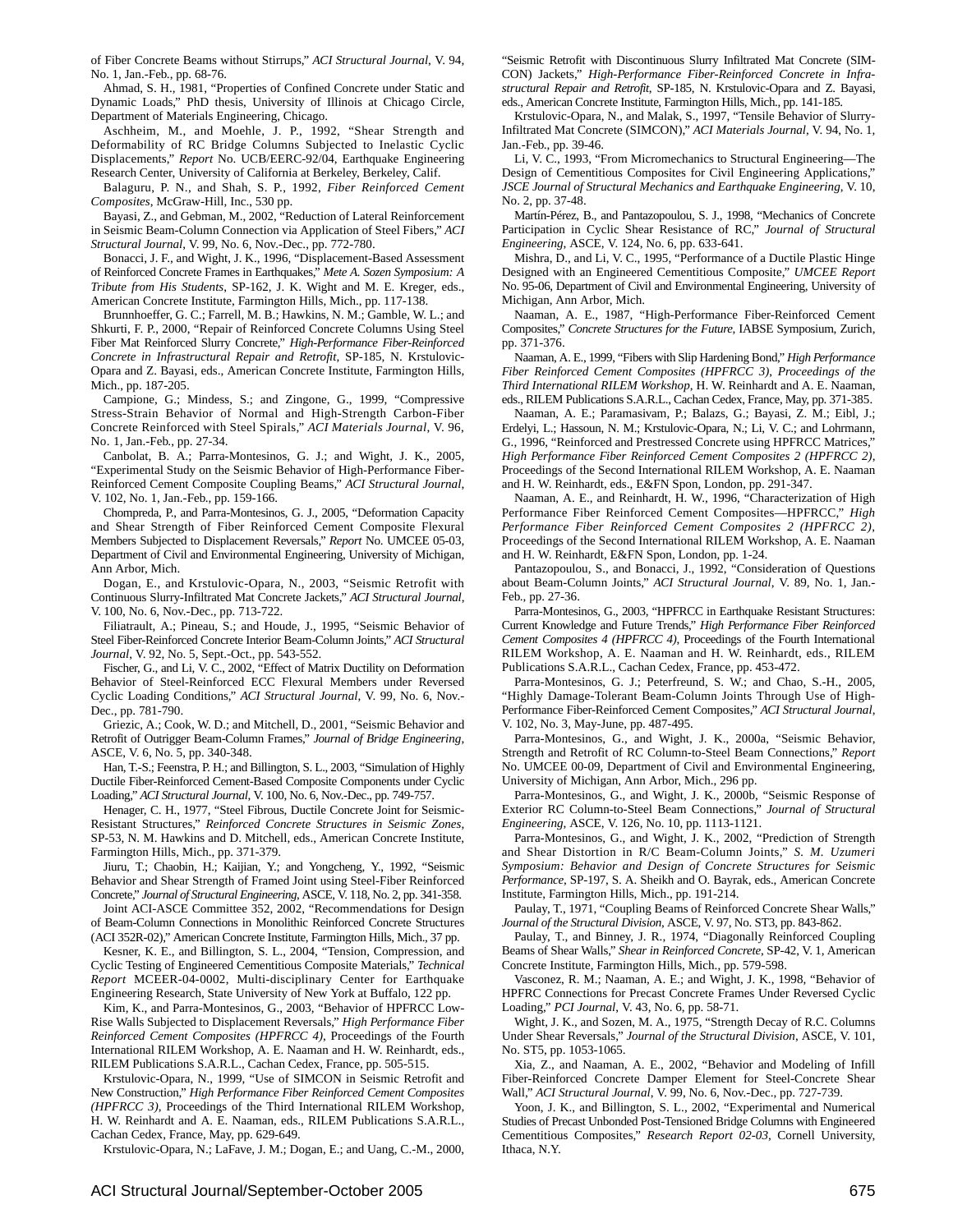of Fiber Concrete Beams without Stirrups," *ACI Structural Journal*, V. 94, No. 1, Jan.-Feb., pp. 68-76.

Ahmad, S. H., 1981, "Properties of Confined Concrete under Static and Dynamic Loads," PhD thesis, University of Illinois at Chicago Circle, Department of Materials Engineering, Chicago.

Aschheim, M., and Moehle, J. P., 1992, "Shear Strength and Deformability of RC Bridge Columns Subjected to Inelastic Cyclic Displacements," *Report* No. UCB/EERC-92/04, Earthquake Engineering Research Center, University of California at Berkeley, Berkeley, Calif.

Balaguru, P. N., and Shah, S. P., 1992, *Fiber Reinforced Cement Composites*, McGraw-Hill, Inc., 530 pp.

Bayasi, Z., and Gebman, M., 2002, "Reduction of Lateral Reinforcement in Seismic Beam-Column Connection via Application of Steel Fibers," *ACI Structural Journal*, V. 99, No. 6, Nov.-Dec., pp. 772-780.

Bonacci, J. F., and Wight, J. K., 1996, "Displacement-Based Assessment of Reinforced Concrete Frames in Earthquakes," *Mete A. Sozen Symposium: A Tribute from His Students*, SP-162, J. K. Wight and M. E. Kreger, eds., American Concrete Institute, Farmington Hills, Mich., pp. 117-138.

Brunnhoeffer, G. C.; Farrell, M. B.; Hawkins, N. M.; Gamble, W. L.; and Shkurti, F. P., 2000, "Repair of Reinforced Concrete Columns Using Steel Fiber Mat Reinforced Slurry Concrete," *High-Performance Fiber-Reinforced Concrete in Infrastructural Repair and Retrofit*, SP-185, N. Krstulovic-Opara and Z. Bayasi, eds., American Concrete Institute, Farmington Hills, Mich., pp. 187-205.

Campione, G.; Mindess, S.; and Zingone, G., 1999, "Compressive Stress-Strain Behavior of Normal and High-Strength Carbon-Fiber Concrete Reinforced with Steel Spirals," *ACI Materials Journal*, V. 96, No. 1, Jan.-Feb., pp. 27-34.

Canbolat, B. A.; Parra-Montesinos, G. J.; and Wight, J. K., 2005, "Experimental Study on the Seismic Behavior of High-Performance Fiber-Reinforced Cement Composite Coupling Beams," *ACI Structural Journal*, V. 102, No. 1, Jan.-Feb., pp. 159-166.

Chompreda, P., and Parra-Montesinos, G. J., 2005, "Deformation Capacity and Shear Strength of Fiber Reinforced Cement Composite Flexural Members Subjected to Displacement Reversals," *Report* No. UMCEE 05-03, Department of Civil and Environmental Engineering, University of Michigan, Ann Arbor, Mich.

Dogan, E., and Krstulovic-Opara, N., 2003, "Seismic Retrofit with Continuous Slurry-Infiltrated Mat Concrete Jackets," *ACI Structural Journal*, V. 100, No. 6, Nov.-Dec., pp. 713-722.

Filiatrault, A.; Pineau, S.; and Houde, J., 1995, "Seismic Behavior of Steel Fiber-Reinforced Concrete Interior Beam-Column Joints," *ACI Structural Journal*, V. 92, No. 5, Sept.-Oct., pp. 543-552.

Fischer, G., and Li, V. C., 2002, "Effect of Matrix Ductility on Deformation Behavior of Steel-Reinforced ECC Flexural Members under Reversed Cyclic Loading Conditions," *ACI Structural Journal*, V. 99, No. 6, Nov.-Dec., pp. 781-790.

Griezic, A.; Cook, W. D.; and Mitchell, D., 2001, "Seismic Behavior and Retrofit of Outrigger Beam-Column Frames," *Journal of Bridge Engineering*, ASCE, V. 6, No. 5, pp. 340-348.

Han, T.-S.; Feenstra, P. H.; and Billington, S. L., 2003, "Simulation of Highly Ductile Fiber-Reinforced Cement-Based Composite Components under Cyclic Loading," *ACI Structural Journal*, V. 100, No. 6, Nov.-Dec., pp. 749-757.

Henager, C. H., 1977, "Steel Fibrous, Ductile Concrete Joint for Seismic-Resistant Structures," *Reinforced Concrete Structures in Seismic Zones*, SP-53, N. M. Hawkins and D. Mitchell, eds., American Concrete Institute, Farmington Hills, Mich., pp. 371-379.

Jiuru, T.; Chaobin, H.; Kaijian, Y.; and Yongcheng, Y., 1992, "Seismic Behavior and Shear Strength of Framed Joint using Steel-Fiber Reinforced Concrete," *Journal of Structural Engineering*, ASCE, V. 118, No. 2, pp. 341-358.

Joint ACI-ASCE Committee 352, 2002, "Recommendations for Design of Beam-Column Connections in Monolithic Reinforced Concrete Structures (ACI 352R-02)," American Concrete Institute, Farmington Hills, Mich., 37 pp.

Kesner, K. E., and Billington, S. L., 2004, "Tension, Compression, and Cyclic Testing of Engineered Cementitious Composite Materials," *Technical Report* MCEER-04-0002, Multi-disciplinary Center for Earthquake Engineering Research, State University of New York at Buffalo, 122 pp.

Kim, K., and Parra-Montesinos, G., 2003, "Behavior of HPFRCC Low-Rise Walls Subjected to Displacement Reversals," *High Performance Fiber Reinforced Cement Composites (HPFRCC 4)*, Proceedings of the Fourth International RILEM Workshop, A. E. Naaman and H. W. Reinhardt, eds., RILEM Publications S.A.R.L., Cachan Cedex, France, pp. 505-515.

Krstulovic-Opara, N., 1999, "Use of SIMCON in Seismic Retrofit and New Construction," *High Performance Fiber Reinforced Cement Composites (HPFRCC 3)*, Proceedings of the Third International RILEM Workshop, H. W. Reinhardt and A. E. Naaman, eds., RILEM Publications S.A.R.L., Cachan Cedex, France, May, pp. 629-649.

Krstulovic-Opara, N.; LaFave, J. M.; Dogan, E.; and Uang, C.-M., 2000, "Seismic Retrofit with Discontinuous Slurry Infiltrated Mat Concrete (SIMCON) Jackets," *High-Performance Fiber-Reinforced Concrete in Infrastructural Repair and Retrofit*, SP-185, N. Krstulovic-Opara and Z. Bayasi, eds., American Concrete Institute, Farmington Hills, Mich., pp. 141-185.

Krstulovic-Opara, N., and Malak, S., 1997, "Tensile Behavior of Slurry-Infiltrated Mat Concrete (SIMCON)," *ACI Materials Journal*, V. 94, No. 1, Jan.-Feb., pp. 39-46.

Li, V. C., 1993, "From Micromechanics to Structural Engineering—The Design of Cementitious Composites for Civil Engineering Applications," *JSCE Journal of Structural Mechanics and Earthquake Engineering*, V. 10, No. 2, pp. 37-48.

Martín-Pérez, B., and Pantazopoulou, S. J., 1998, "Mechanics of Concrete Participation in Cyclic Shear Resistance of RC," *Journal of Structural Engineering*, ASCE, V. 124, No. 6, pp. 633-641.

Mishra, D., and Li, V. C., 1995, "Performance of a Ductile Plastic Hinge Designed with an Engineered Cementitious Composite," *UMCEE Report* No. 95-06, Department of Civil and Environmental Engineering, University of Michigan, Ann Arbor, Mich.

Naaman, A. E., 1987, "High-Performance Fiber-Reinforced Cement Composites," *Concrete Structures for the Future*, IABSE Symposium, Zurich, pp. 371-376.

Naaman, A. E., 1999, "Fibers with Slip Hardening Bond," *High Performance Fiber Reinforced Cement Composites (HPFRCC 3), Proceedings of the Third International RILEM Workshop*, H. W. Reinhardt and A. E. Naaman, eds., RILEM Publications S.A.R.L., Cachan Cedex, France, May, pp. 371-385.

Naaman, A. E.; Paramasivam, P.; Balazs, G.; Bayasi, Z. M.; Eibl, J.; Erdelyi, L.; Hassoun, N. M.; Krstulovic-Opara, N.; Li, V. C.; and Lohrmann, G., 1996, "Reinforced and Prestressed Concrete using HPFRCC Matrices," *High Performance Fiber Reinforced Cement Composites 2 (HPFRCC 2)*, Proceedings of the Second International RILEM Workshop, A. E. Naaman and H. W. Reinhardt, eds., E&FN Spon, London, pp. 291-347.

Naaman, A. E., and Reinhardt, H. W., 1996, "Characterization of High Performance Fiber Reinforced Cement Composites—HPFRCC," *High Performance Fiber Reinforced Cement Composites 2 (HPFRCC 2)*, Proceedings of the Second International RILEM Workshop, A. E. Naaman and H. W. Reinhardt, E&FN Spon, London, pp. 1-24.

Pantazopoulou, S., and Bonacci, J., 1992, "Consideration of Questions about Beam-Column Joints," *ACI Structural Journal*, V. 89, No. 1, Jan.-Feb., pp. 27-36.

Parra-Montesinos, G., 2003, "HPFRCC in Earthquake Resistant Structures: Current Knowledge and Future Trends," *High Performance Fiber Reinforced Cement Composites 4 (HPFRCC 4)*, Proceedings of the Fourth International RILEM Workshop, A. E. Naaman and H. W. Reinhardt, eds., RILEM Publications S.A.R.L., Cachan Cedex, France, pp. 453-472.

Parra-Montesinos, G. J.; Peterfreund, S. W.; and Chao, S.-H., 2005, "Highly Damage-Tolerant Beam-Column Joints Through Use of High-Performance Fiber-Reinforced Cement Composites," *ACI Structural Journal*, V. 102, No. 3, May-June, pp. 487-495.

Parra-Montesinos, G., and Wight, J. K., 2000a, "Seismic Behavior, Strength and Retrofit of RC Column-to-Steel Beam Connections," *Report* No. UMCEE 00-09, Department of Civil and Environmental Engineering, University of Michigan, Ann Arbor, Mich., 296 pp.

Parra-Montesinos, G., and Wight, J. K., 2000b, "Seismic Response of Exterior RC Column-to-Steel Beam Connections," *Journal of Structural Engineering*, ASCE, V. 126, No. 10, pp. 1113-1121.

Parra-Montesinos, G., and Wight, J. K., 2002, "Prediction of Strength and Shear Distortion in R/C Beam-Column Joints," *S. M. Uzumeri Symposium: Behavior and Design of Concrete Structures for Seismic Performance*, SP-197, S. A. Sheikh and O. Bayrak, eds., American Concrete Institute, Farmington Hills, Mich., pp. 191-214.

Paulay, T., 1971, "Coupling Beams of Reinforced Concrete Shear Walls," *Journal of the Structural Division*, ASCE, V. 97, No. ST3, pp. 843-862.

Paulay, T., and Binney, J. R., 1974, "Diagonally Reinforced Coupling Beams of Shear Walls," *Shear in Reinforced Concrete*, SP-42, V. 1, American Concrete Institute, Farmington Hills, Mich., pp. 579-598.

Vasconez, R. M.; Naaman, A. E.; and Wight, J. K., 1998, "Behavior of HPFRC Connections for Precast Concrete Frames Under Reversed Cyclic Loading," *PCI Journal*, V. 43, No. 6, pp. 58-71.

Wight, J. K., and Sozen, M. A., 1975, "Strength Decay of R.C. Columns Under Shear Reversals," *Journal of the Structural Division*, ASCE, V. 101, No. ST5, pp. 1053-1065.

Xia, Z., and Naaman, A. E., 2002, "Behavior and Modeling of Infill Fiber-Reinforced Concrete Damper Element for Steel-Concrete Shear Wall," *ACI Structural Journal*, V. 99, No. 6, Nov.-Dec., pp. 727-739.

Yoon, J. K., and Billington, S. L., 2002, "Experimental and Numerical Studies of Precast Unbonded Post-Tensioned Bridge Columns with Engineered Cementitious Composites," *Research Report 02-03*, Cornell University, Ithaca, N.Y.